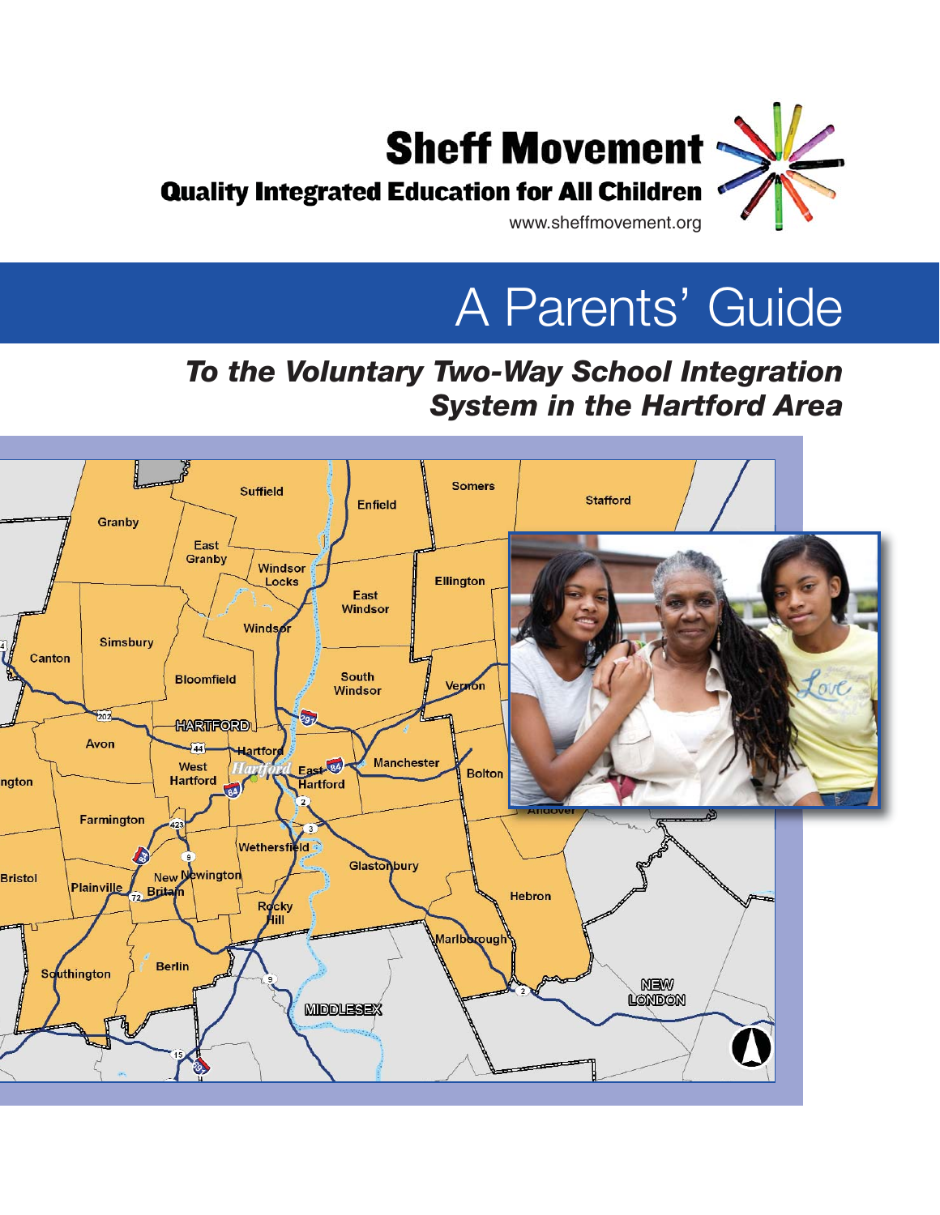# Sheff Movement

**Quality Integrated Education for All Children**

www.sheffmovement.org

# A Parents' Guide

## *To the Voluntary Two-Way School Integration System in the Hartford Area*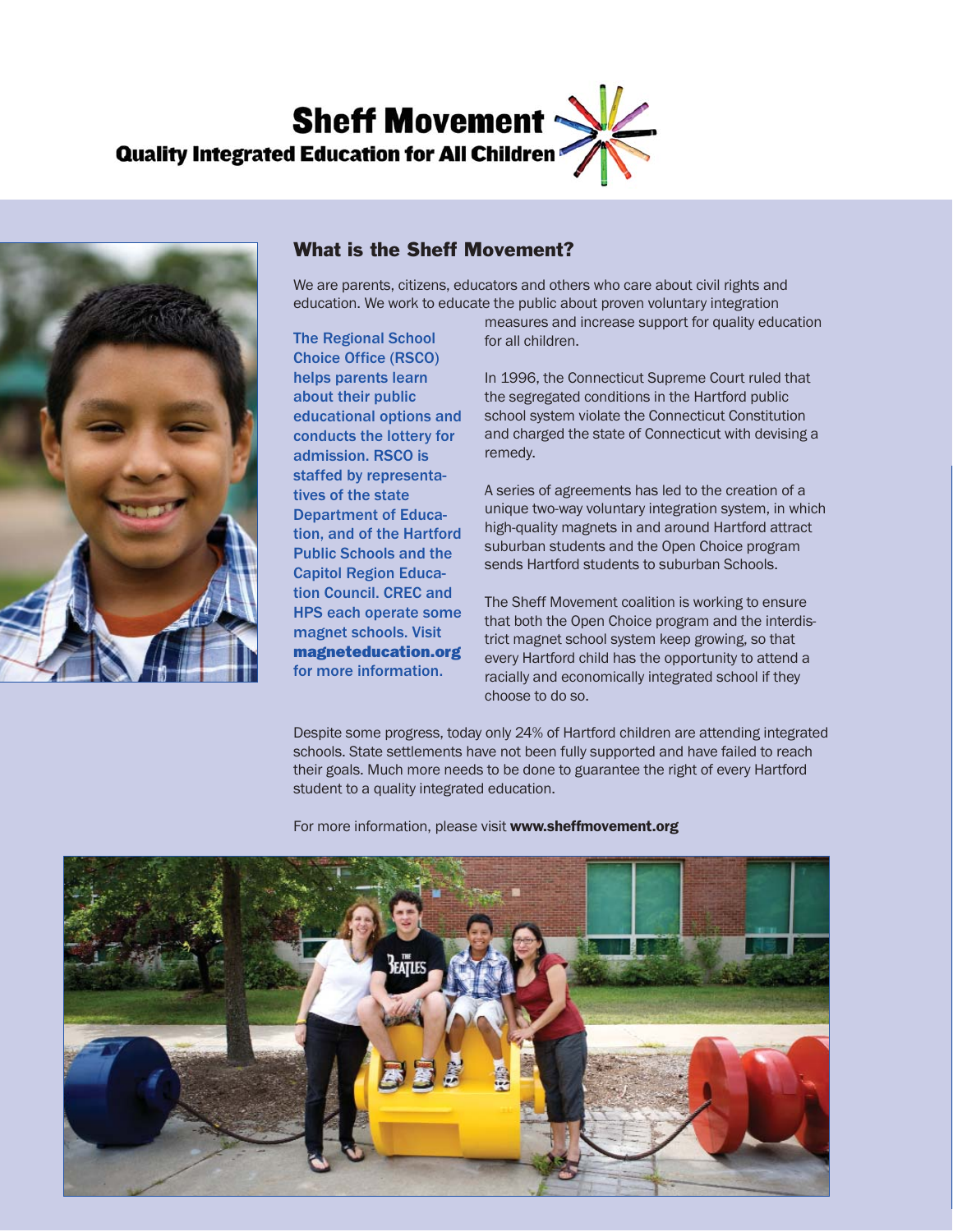# Sheff Movement

**Quality Integrated Education for All Children**

## What is the Sheff Movement?

We are parents, citizens, educators and others who care about civil rights and education. We work to educate the public about proven voluntary integration measures and increase support for quality education for all children.

In 1996, the Connecticut Supreme Court ruled that the segregated conditions in the Hartford public school system violate the Connecticut Constitution and charged the state of Connecticut with devising a remedy.

A series of agreements has led to the creation of a unique two-way voluntary integration system, in which high-quality magnets in and around Hartford attract suburban students and the Open Choice program sends Hartford students to suburban Schools.

The Sheff Movement coalition is working to ensure that both the Open Choice program and the interdistrict magnet school system keep growing, so that every Hartford child has the opportunity to attend a racially and economically integrated school if they choose to do so.

The Regional School Choice Office (RSCO) helps parents learn about their public educational options and conducts the lottery for admission. RSCO is staffed by representatives of the state Department of Education, and of the Hartford Public Schools and the Capitol Region Education Council. CREC and HPS each operate some magnet schools. Visit **magneteducation.org** for more information.

Despite some progress, today only 24% of Hartford children are attending integrated schools. State settlements have not been fully supported and have failed to reach their goals. Much more needs to be done to guarantee the right of every Hartford student to a quality integrated education.

For more information, please visit **www.sheffmovement.org**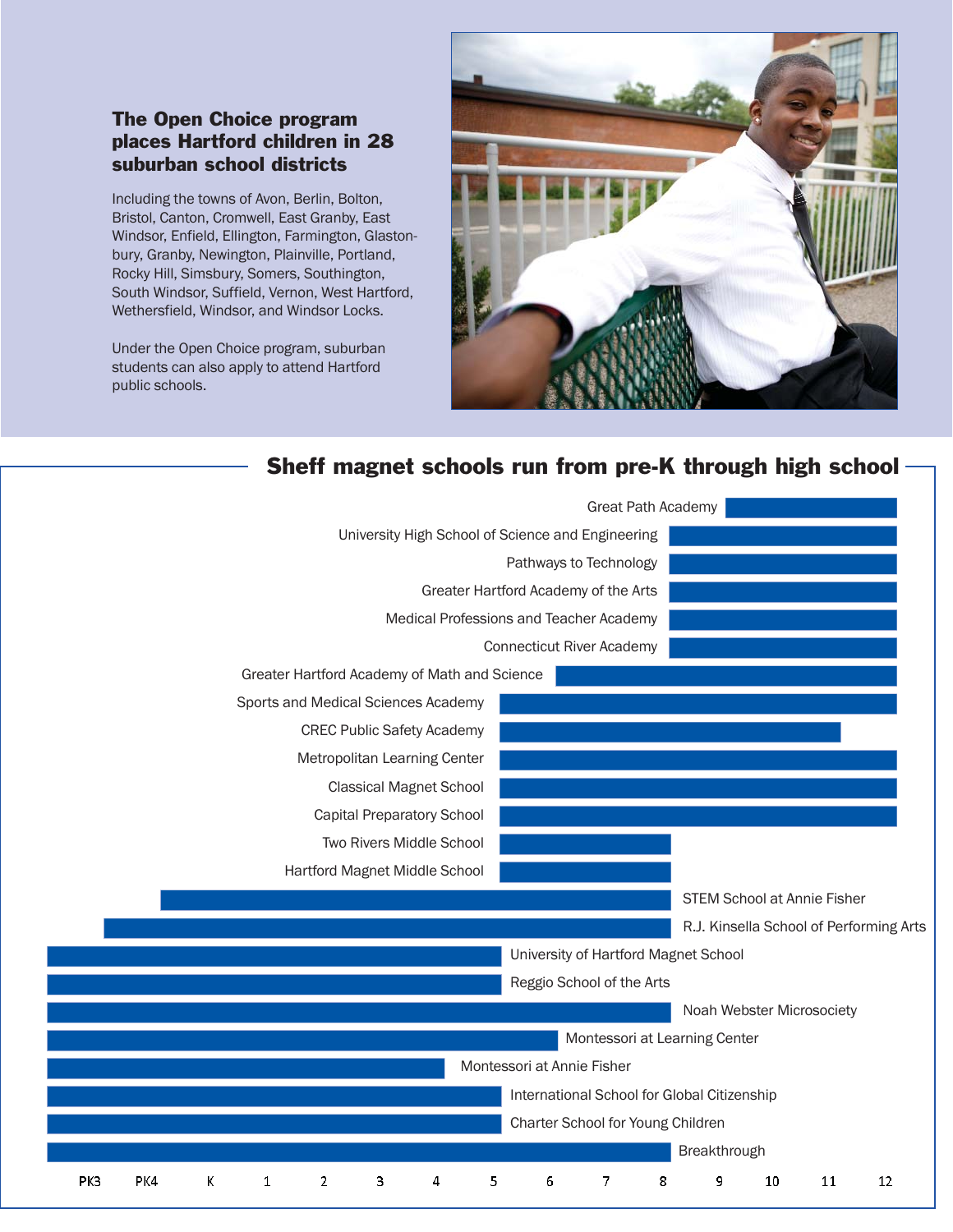### The Open Choice program places Hartford children in 28 suburban school districts

Including the towns of Avon, Berlin, Bolton, Bristol, Canton, Cromwell, East Granby, East Windsor, Enfield, Ellington, Farmington, Glastonbury, Granby, Newington, Plainville, Portland, Rocky Hill, Simsbury, Somers, Southington, South Windsor, Suffield, Vernon, West Hartford, Wethersfield, Windsor, and Windsor Locks.

Under the Open Choice program, suburban students can also apply to attend Hartford public schools.

## Sheff magnet schools run from pre-K through high school

| School | Grades |
|---|---|
| Great Path Academy | 10–12 |
| University High School of Science and Engineering | 9–12 |
| Pathways to Technology | 9–12 |
| Greater Hartford Academy of the Arts | 9–12 |
| Medical Professions and Teacher Academy | 9–12 |
| Connecticut River Academy | 9–12 |
| Greater Hartford Academy of Math and Science | 7–12 |
| Sports and Medical Sciences Academy | 6–12 |
| CREC Public Safety Academy | 6–11 |
| Metropolitan Learning Center | 6–12 |
| Classical Magnet School | 6–12 |
| Capital Preparatory School | 6–12 |
| Two Rivers Middle School | 6–8 |
| Hartford Magnet Middle School | 6–8 |
| STEM School at Annie Fisher | K–8 |
| R.J. Kinsella School of Performing Arts | PK4–8 |
| University of Hartford Magnet School | PK3–5 |
| Reggio School of the Arts | PK3–5 |
| Noah Webster Microsociety | PK3–8 |
| Montessori at Learning Center | PK3–6 |
| Montessori at Annie Fisher | PK3–4 |
| International School for Global Citizenship | PK3–5 |
| Charter School for Young Children | PK3–5 |
| Breakthrough | PK3–8 |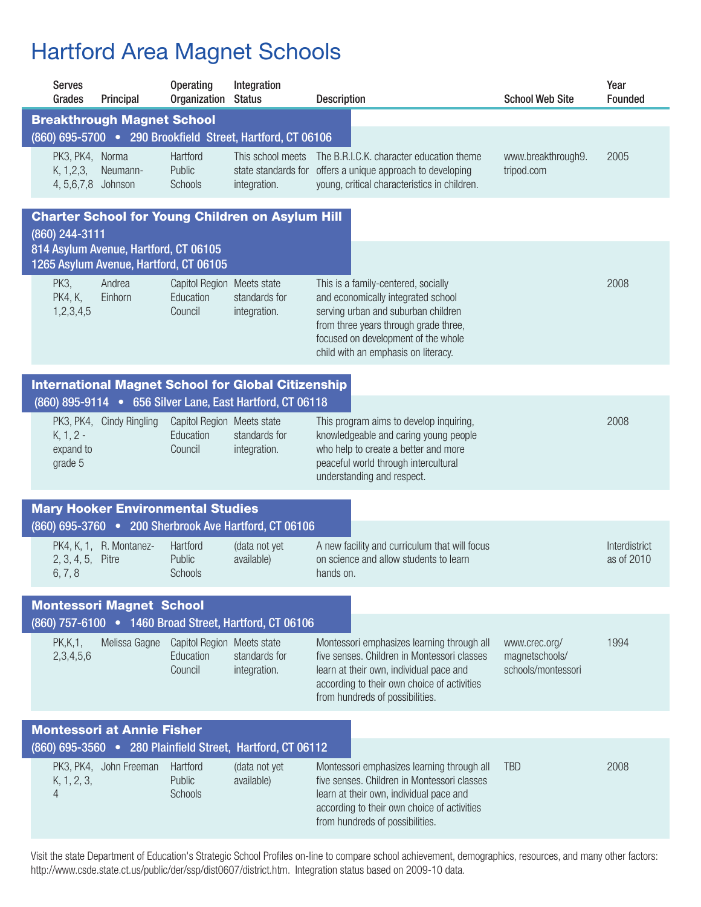# Hartford Area Magnet Schools

| Serves Grades | Principal | Operating Organization | Integration Status | Description | School Web Site | Year Founded |
|---|---|---|---|---|---|---|
| **Breakthrough Magnet School** (860) 695-5700 • 290 Brookfield Street, Hartford, CT 06106 | | | | | | |
| PK3, PK4, K, 1,2,3, 4, 5,6,7,8 | Norma Neumann-Johnson | Hartford Public Schools | This school meets state standards for integration. | The B.R.I.C.K. character education theme offers a unique approach to developing young, critical characteristics in children. | www.breakthrough9.tripod.com | 2005 |
| **Charter School for Young Children on Asylum Hill** (860) 244-3111 814 Asylum Avenue, Hartford, CT 06105 1265 Asylum Avenue, Hartford, CT 06105 | | | | | | |
| PK3, PK4, K, 1,2,3,4,5 | Andrea Einhorn | Capitol Region Education Council | Meets state standards for integration. | This is a family-centered, socially and economically integrated school serving urban and suburban children from three years through grade three, focused on development of the whole child with an emphasis on literacy. | | 2008 |
| **International Magnet School for Global Citizenship** (860) 895-9114 • 656 Silver Lane, East Hartford, CT 06118 | | | | | | |
| PK3, PK4, K, 1, 2 - expand to grade 5 | Cindy Ringling | Capitol Region Education Council | Meets state standards for integration. | This program aims to develop inquiring, knowledgeable and caring young people who help to create a better and more peaceful world through intercultural understanding and respect. | | 2008 |
| **Mary Hooker Environmental Studies** (860) 695-3760 • 200 Sherbrook Ave Hartford, CT 06106 | | | | | | |
| PK4, K, 1, 2, 3, 4, 5, 6, 7, 8 | R. Montanez-Pitre | Hartford Public Schools | (data not yet available) | A new facility and curriculum that will focus on science and allow students to learn hands on. | | Interdistrict as of 2010 |
| **Montessori Magnet School** (860) 757-6100 • 1460 Broad Street, Hartford, CT 06106 | | | | | | |
| PK,K,1, 2,3,4,5,6 | Melissa Gagne | Capitol Region Education Council | Meets state standards for integration. | Montessori emphasizes learning through all five senses. Children in Montessori classes learn at their own, individual pace and according to their own choice of activities from hundreds of possibilities. | www.crec.org/magnetschools/schools/montessori | 1994 |
| **Montessori at Annie Fisher** (860) 695-3560 • 280 Plainfield Street, Hartford, CT 06112 | | | | | | |
| PK3, PK4, K, 1, 2, 3, 4 | John Freeman | Hartford Public Schools | (data not yet available) | Montessori emphasizes learning through all five senses. Children in Montessori classes learn at their own, individual pace and according to their own choice of activities from hundreds of possibilities. | TBD | 2008 |

Visit the state Department of Education's Strategic School Profiles on-line to compare school achievement, demographics, resources, and many other factors: http://www.csde.state.ct.us/public/der/ssp/dist0607/district.htm. Integration status based on 2009-10 data.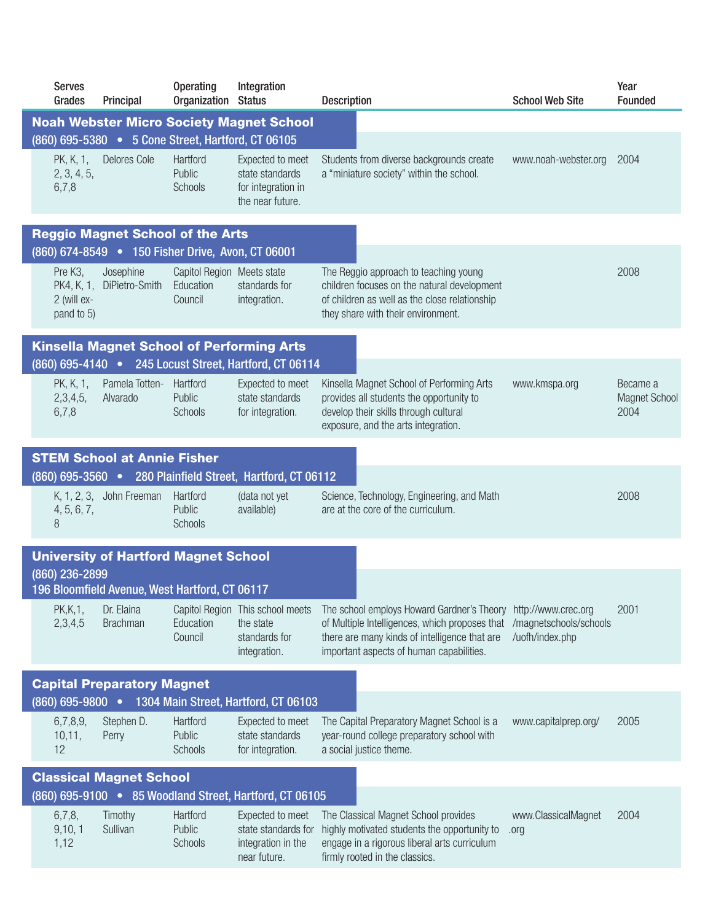| Serves Grades | Principal | Operating Organization | Integration Status | Description | School Web Site | Year Founded |
|---|---|---|---|---|---|---|
| **Noah Webster Micro Society Magnet School** (860) 695-5380 • 5 Cone Street, Hartford, CT 06105 | | | | | | |
| PK, K, 1, 2, 3, 4, 5, 6,7,8 | Delores Cole | Hartford Public Schools | Expected to meet state standards for integration in the near future. | Students from diverse backgrounds create a "miniature society" within the school. | www.noah-webster.org | 2004 |
| **Reggio Magnet School of the Arts** (860) 674-8549 • 150 Fisher Drive, Avon, CT 06001 | | | | | | |
| Pre K3, PK4, K, 1, 2 (will expand to 5) | Josephine DiPietro-Smith | Capitol Region Education Council | Meets state standards for integration. | The Reggio approach to teaching young children focuses on the natural development of children as well as the close relationship they share with their environment. | | 2008 |
| **Kinsella Magnet School of Performing Arts** (860) 695-4140 • 245 Locust Street, Hartford, CT 06114 | | | | | | |
| PK, K, 1, 2,3,4,5, 6,7,8 | Pamela Totten-Alvarado | Hartford Public Schools | Expected to meet state standards for integration. | Kinsella Magnet School of Performing Arts provides all students the opportunity to develop their skills through cultural exposure, and the arts integration. | www.kmspa.org | Became a Magnet School 2004 |
| **STEM School at Annie Fisher** (860) 695-3560 • 280 Plainfield Street, Hartford, CT 06112 | | | | | | |
| K, 1, 2, 3, 4, 5, 6, 7, 8 | John Freeman | Hartford Public Schools | (data not yet available) | Science, Technology, Engineering, and Math are at the core of the curriculum. | | 2008 |
| **University of Hartford Magnet School** (860) 236-2899 196 Bloomfield Avenue, West Hartford, CT 06117 | | | | | | |
| PK,K,1, 2,3,4,5 | Dr. Elaina Brachman | Capitol Region Education Council | This school meets the state standards for integration. | The school employs Howard Gardner's Theory of Multiple Intelligences, which proposes that there are many kinds of intelligence that are important aspects of human capabilities. | http://www.crec.org/magnetschools/schools/uofh/index.php | 2001 |
| **Capital Preparatory Magnet** (860) 695-9800 • 1304 Main Street, Hartford, CT 06103 | | | | | | |
| 6,7,8,9, 10,11, 12 | Stephen D. Perry | Hartford Public Schools | Expected to meet state standards for integration. | The Capital Preparatory Magnet School is a year-round college preparatory school with a social justice theme. | www.capitalprep.org/ | 2005 |
| **Classical Magnet School** (860) 695-9100 • 85 Woodland Street, Hartford, CT 06105 | | | | | | |
| 6,7,8, 9,10, 11,12 | Timothy Sullivan | Hartford Public Schools | Expected to meet state standards for integration in the near future. | The Classical Magnet School provides highly motivated students the opportunity to engage in a rigorous liberal arts curriculum firmly rooted in the classics. | www.ClassicalMagnet.org | 2004 |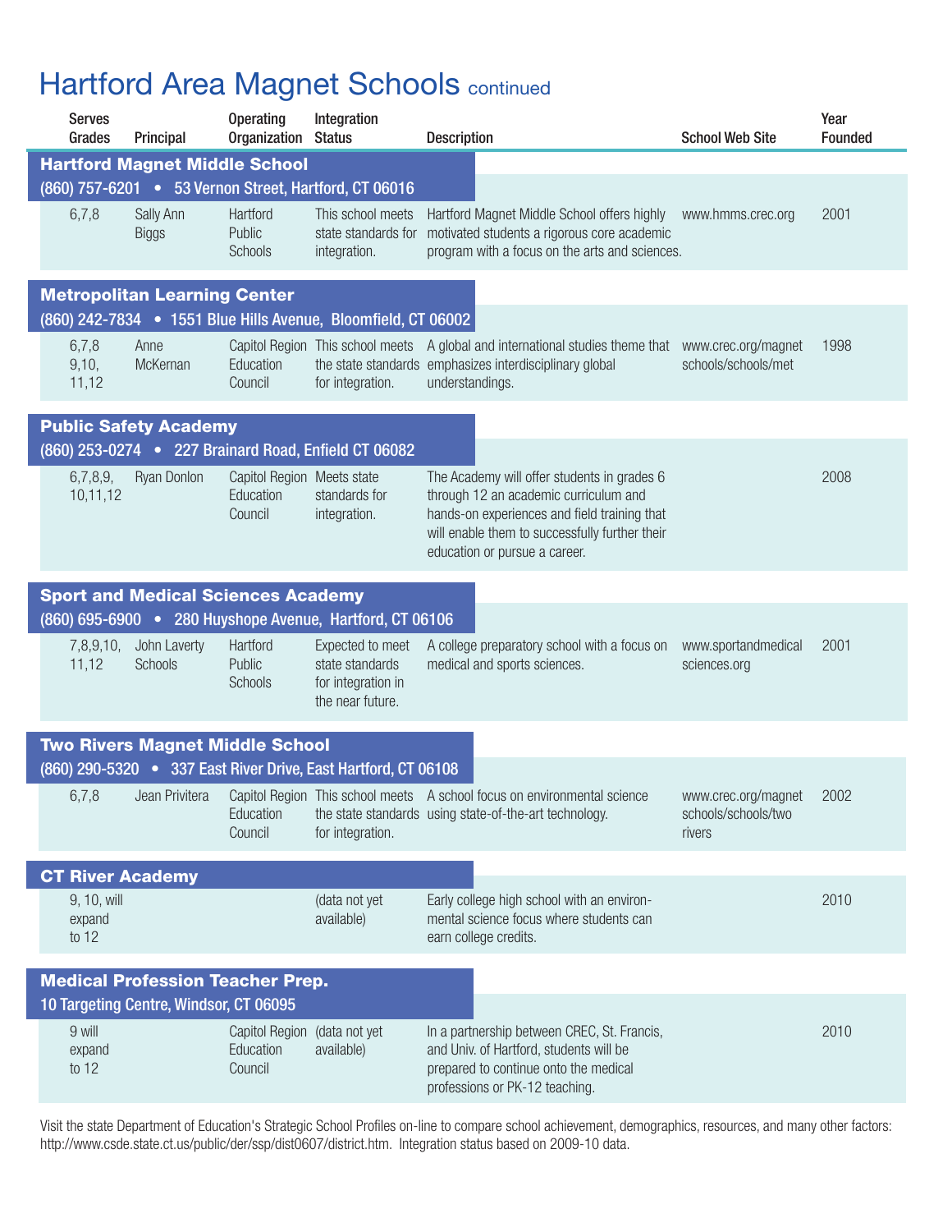# Hartford Area Magnet Schools continued

| Serves Grades | Principal | Operating Organization | Integration Status | Description | School Web Site | Year Founded |
|---|---|---|---|---|---|---|
| **Hartford Magnet Middle School** (860) 757-6201 • 53 Vernon Street, Hartford, CT 06016 | | | | | | |
| 6,7,8 | Sally Ann Biggs | Hartford Public Schools | This school meets state standards for integration. | Hartford Magnet Middle School offers highly motivated students a rigorous core academic program with a focus on the arts and sciences. | www.hmms.crec.org | 2001 |
| **Metropolitan Learning Center** (860) 242-7834 • 1551 Blue Hills Avenue, Bloomfield, CT 06002 | | | | | | |
| 6,7,8 9,10, 11,12 | Anne McKernan | Capitol Region Education Council | This school meets the state standards for integration. | A global and international studies theme that emphasizes interdisciplinary global understandings. | www.crec.org/magnet schools/schools/met | 1998 |
| **Public Safety Academy** (860) 253-0274 • 227 Brainard Road, Enfield CT 06082 | | | | | | |
| 6,7,8,9, 10,11,12 | Ryan Donlon | Capitol Region Education Council | Meets state standards for integration. | The Academy will offer students in grades 6 through 12 an academic curriculum and hands-on experiences and field training that will enable them to successfully further their education or pursue a career. | | 2008 |
| **Sport and Medical Sciences Academy** (860) 695-6900 • 280 Huyshope Avenue, Hartford, CT 06106 | | | | | | |
| 7,8,9,10, 11,12 | John Laverty Schools | Hartford Public Schools | Expected to meet state standards for integration in the near future. | A college preparatory school with a focus on medical and sports sciences. | www.sportandmedical sciences.org | 2001 |
| **Two Rivers Magnet Middle School** (860) 290-5320 • 337 East River Drive, East Hartford, CT 06108 | | | | | | |
| 6,7,8 | Jean Privitera | Capitol Region Education Council | This school meets the state standards for integration. | A school focus on environmental science using state-of-the-art technology. | www.crec.org/magnet schools/schools/two rivers | 2002 |
| **CT River Academy** | | | | | | |
| 9, 10, will expand to 12 | | | (data not yet available) | Early college high school with an environmental science focus where students can earn college credits. | | 2010 |
| **Medical Profession Teacher Prep.** 10 Targeting Centre, Windsor, CT 06095 | | | | | | |
| 9 will expand to 12 | | Capitol Region Education Council | (data not yet available) | In a partnership between CREC, St. Francis, and Univ. of Hartford, students will be prepared to continue onto the medical professions or PK-12 teaching. | | 2010 |

Visit the state Department of Education's Strategic School Profiles on-line to compare school achievement, demographics, resources, and many other factors: http://www.csde.state.ct.us/public/der/ssp/dist0607/district.htm. Integration status based on 2009-10 data.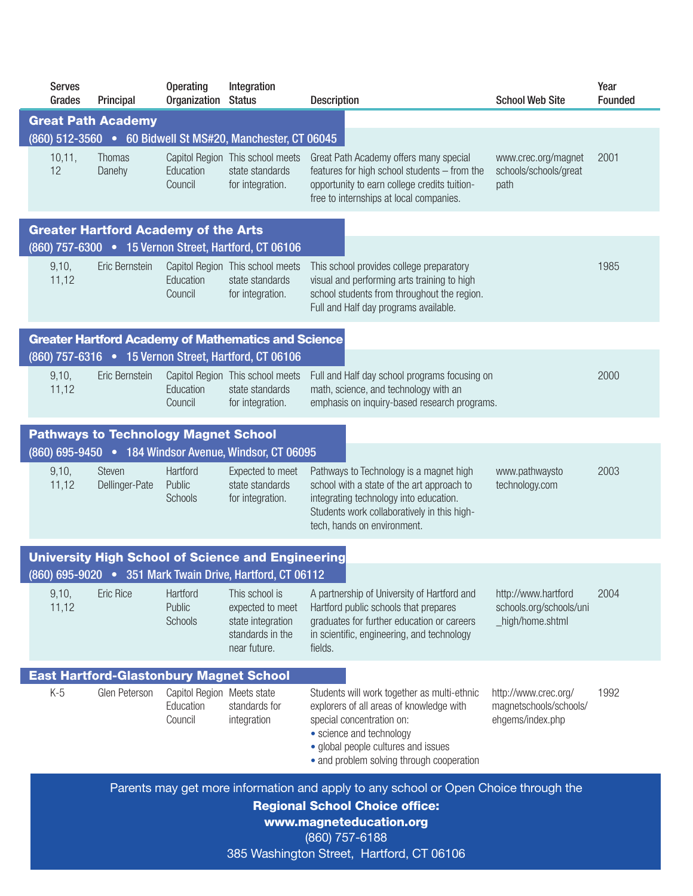| Serves Grades | Principal | Operating Organization | Integration Status | Description | School Web Site | Year Founded |
|---|---|---|---|---|---|---|
| **Great Path Academy** (860) 512-3560 • 60 Bidwell St MS#20, Manchester, CT 06045 | | | | | | |
| 10,11, 12 | Thomas Danehy | Capitol Region Education Council | This school meets state standards for integration. | Great Path Academy offers many special features for high school students – from the opportunity to earn college credits tuition-free to internships at local companies. | www.crec.org/magnetschools/schools/greatpath | 2001 |
| **Greater Hartford Academy of the Arts** (860) 757-6300 • 15 Vernon Street, Hartford, CT 06106 | | | | | | |
| 9,10, 11,12 | Eric Bernstein | Capitol Region Education Council | This school meets state standards for integration. | This school provides college preparatory visual and performing arts training to high school students from throughout the region. Full and Half day programs available. | | 1985 |
| **Greater Hartford Academy of Mathematics and Science** (860) 757-6316 • 15 Vernon Street, Hartford, CT 06106 | | | | | | |
| 9,10, 11,12 | Eric Bernstein | Capitol Region Education Council | This school meets state standards for integration. | Full and Half day school programs focusing on math, science, and technology with an emphasis on inquiry-based research programs. | | 2000 |
| **Pathways to Technology Magnet School** (860) 695-9450 • 184 Windsor Avenue, Windsor, CT 06095 | | | | | | |
| 9,10, 11,12 | Steven Dellinger-Pate | Hartford Public Schools | Expected to meet state standards for integration. | Pathways to Technology is a magnet high school with a state of the art approach to integrating technology into education. Students work collaboratively in this high-tech, hands on environment. | www.pathwaystotechnology.com | 2003 |
| **University High School of Science and Engineering** (860) 695-9020 • 351 Mark Twain Drive, Hartford, CT 06112 | | | | | | |
| 9,10, 11,12 | Eric Rice | Hartford Public Schools | This school is expected to meet state integration standards in the near future. | A partnership of University of Hartford and Hartford public schools that prepares graduates for further education or careers in scientific, engineering, and technology fields. | http://www.hartfordschools.org/schools/uni_high/home.shtml | 2004 |
| **East Hartford-Glastonbury Magnet School** | | | | | | |
| K-5 | Glen Peterson | Capitol Region Education Council | Meets state standards for integration | Students will work together as multi-ethnic explorers of all areas of knowledge with special concentration on: • science and technology • global people cultures and issues • and problem solving through cooperation | http://www.crec.org/magnetschools/ehgems/index.php | 1992 |

Parents may get more information and apply to any school or Open Choice through the

**Regional School Choice office:**
**www.magneteducation.org**
(860) 757-6188
385 Washington Street, Hartford, CT 06106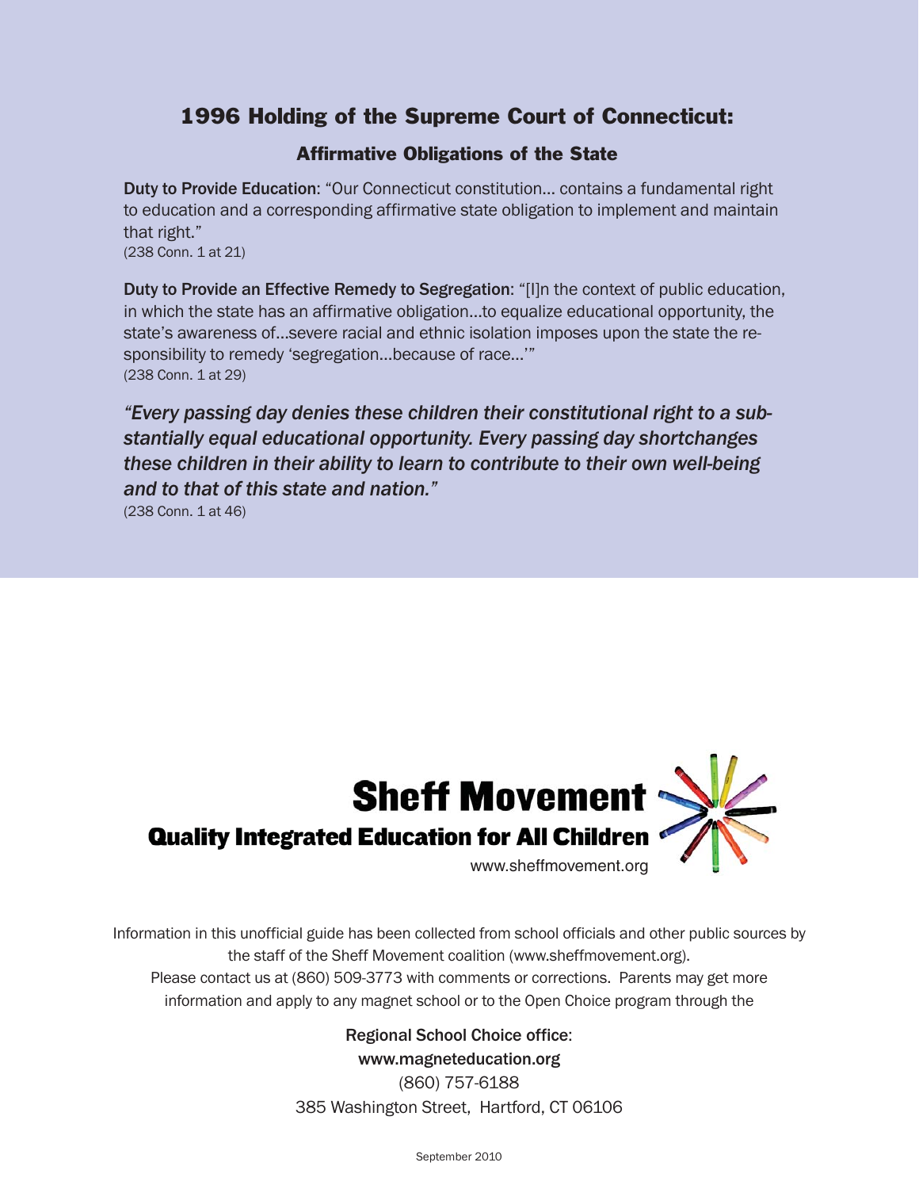## 1996 Holding of the Supreme Court of Connecticut:

### Affirmative Obligations of the State

**Duty to Provide Education**: "Our Connecticut constitution... contains a fundamental right to education and a corresponding affirmative state obligation to implement and maintain that right."
(238 Conn. 1 at 21)

**Duty to Provide an Effective Remedy to Segregation**: "[I]n the context of public education, in which the state has an affirmative obligation...to equalize educational opportunity, the state's awareness of...severe racial and ethnic isolation imposes upon the state the responsibility to remedy 'segregation...because of race...'"
(238 Conn. 1 at 29)

*"Every passing day denies these children their constitutional right to a substantially equal educational opportunity. Every passing day shortchanges these children in their ability to learn to contribute to their own well-being and to that of this state and nation."*
(238 Conn. 1 at 46)

**Sheff Movement**

**Quality Integrated Education for All Children**

www.sheffmovement.org

Information in this unofficial guide has been collected from school officials and other public sources by the staff of the Sheff Movement coalition (www.sheffmovement.org).
Please contact us at (860) 509-3773 with comments or corrections. Parents may get more information and apply to any magnet school or to the Open Choice program through the

**Regional School Choice office**:
**www.magneteducation.org**
(860) 757-6188
385 Washington Street, Hartford, CT 06106

September 2010